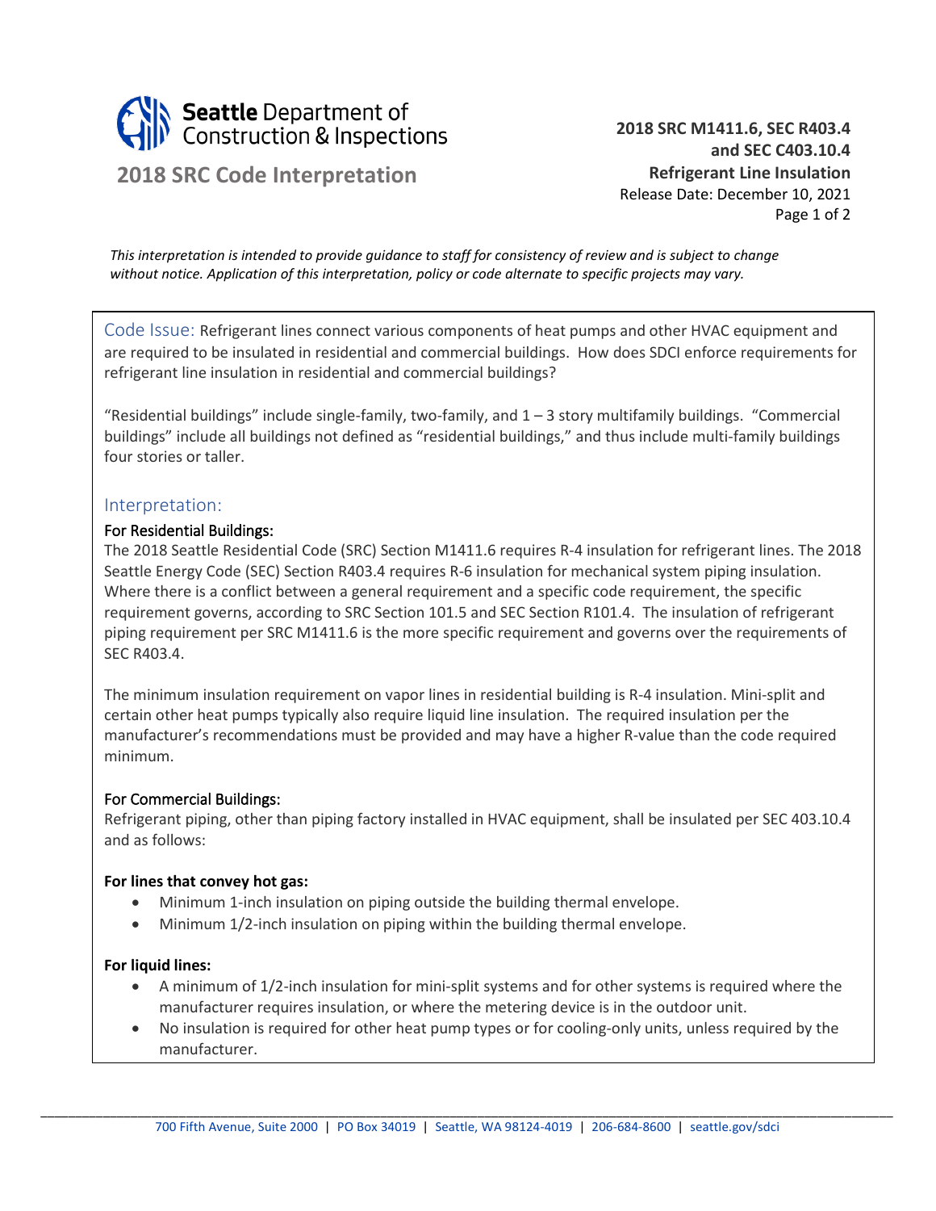Seattle Department of Construction & Inspections

# 2018 SRC Code Interpretation

**2018 SRC M1411.6, SEC R403.4 and SEC C403.10.4**
**Refrigerant Line Insulation**
Release Date: December 10, 2021

*This interpretation is intended to provide guidance to staff for consistency of review and is subject to change without notice. Application of this interpretation, policy or code alternate to specific projects may vary.*

## Code Issue:

Refrigerant lines connect various components of heat pumps and other HVAC equipment and are required to be insulated in residential and commercial buildings. How does SDCI enforce requirements for refrigerant line insulation in residential and commercial buildings?

"Residential buildings" include single-family, two-family, and 1 – 3 story multifamily buildings. "Commercial buildings" include all buildings not defined as "residential buildings," and thus include multi-family buildings four stories or taller.

## Interpretation:

### For Residential Buildings:

The 2018 Seattle Residential Code (SRC) Section M1411.6 requires R-4 insulation for refrigerant lines. The 2018 Seattle Energy Code (SEC) Section R403.4 requires R-6 insulation for mechanical system piping insulation. Where there is a conflict between a general requirement and a specific code requirement, the specific requirement governs, according to SRC Section 101.5 and SEC Section R101.4. The insulation of refrigerant piping requirement per SRC M1411.6 is the more specific requirement and governs over the requirements of SEC R403.4.

The minimum insulation requirement on vapor lines in residential building is R-4 insulation. Mini-split and certain other heat pumps typically also require liquid line insulation. The required insulation per the manufacturer's recommendations must be provided and may have a higher R-value than the code required minimum.

### For Commercial Buildings:

Refrigerant piping, other than piping factory installed in HVAC equipment, shall be insulated per SEC 403.10.4 and as follows:

**For lines that convey hot gas:**

- Minimum 1-inch insulation on piping outside the building thermal envelope.
- Minimum 1/2-inch insulation on piping within the building thermal envelope.

**For liquid lines:**

- A minimum of 1/2-inch insulation for mini-split systems and for other systems is required where the manufacturer requires insulation, or where the metering device is in the outdoor unit.
- No insulation is required for other heat pump types or for cooling-only units, unless required by the manufacturer.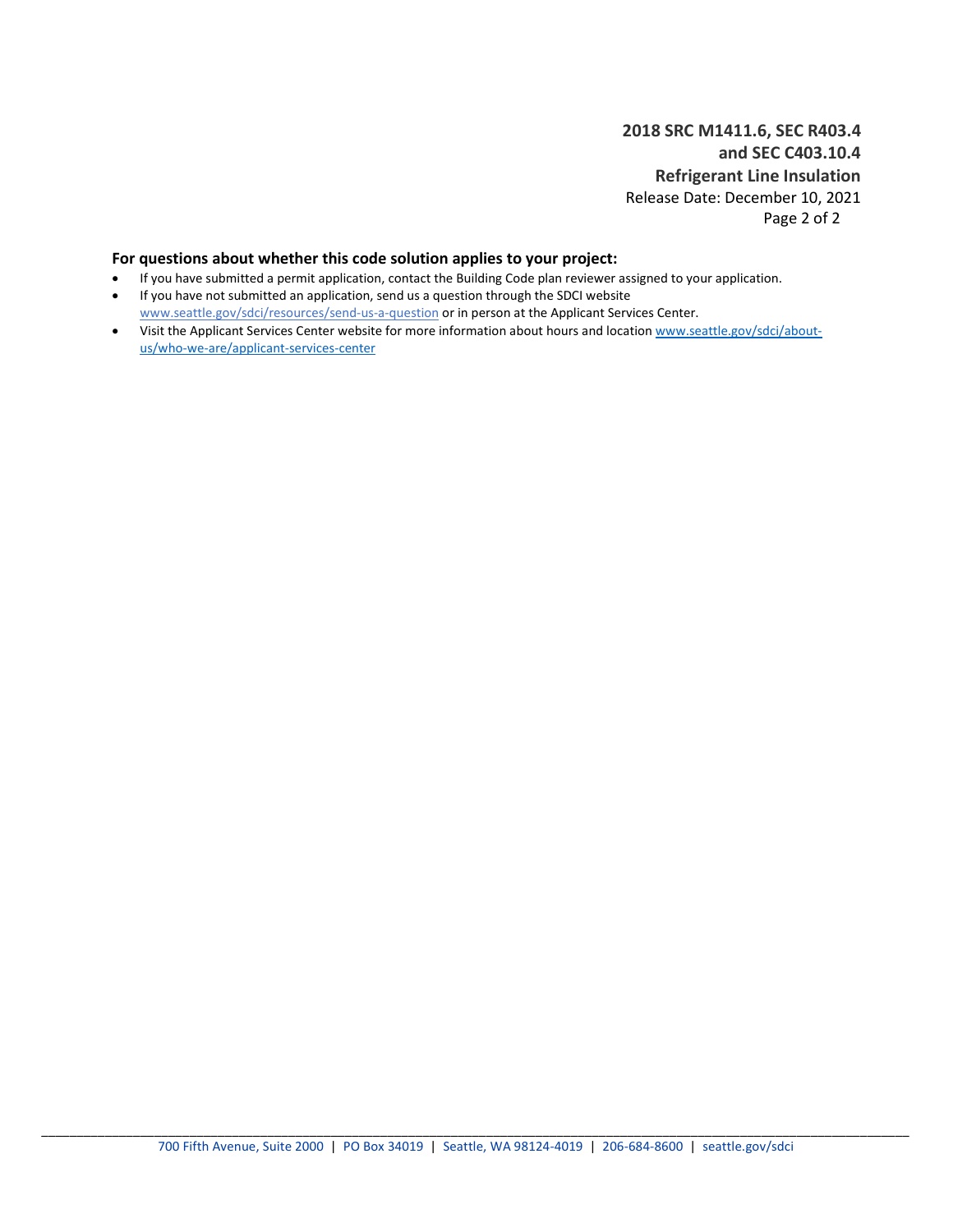**For questions about whether this code solution applies to your project:**

- If you have submitted a permit application, contact the Building Code plan reviewer assigned to your application.
- If you have not submitted an application, send us a question through the SDCI website www.seattle.gov/sdci/resources/send-us-a-question or in person at the Applicant Services Center.
- Visit the Applicant Services Center website for more information about hours and location www.seattle.gov/sdci/about-us/who-we-are/applicant-services-center